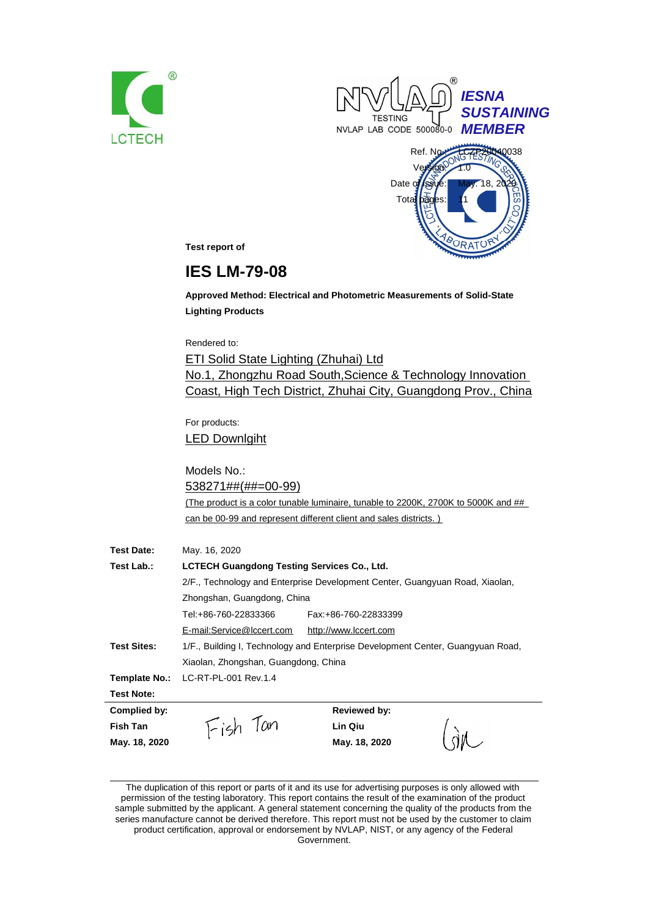LCTECH

NVLAP TESTING NVLAP LAB CODE 500080-0

***IESNA SUSTAINING MEMBER***

| | |
|---|---|
| Ref. No.: | LCZP20040038 |
| Version: | 1.0 |
| Date of issue: | May. 18, 2020 |
| Total pages: | 11 |

**Test report of**

# IES LM-79-08

**Approved Method: Electrical and Photometric Measurements of Solid-State Lighting Products**

Rendered to:

ETI Solid State Lighting (Zhuhai) Ltd
No.1, Zhongzhu Road South,Science & Technology Innovation Coast, High Tech District, Zhuhai City, Guangdong Prov., China

For products:

LED Downlgiht

Models No.:

538271##(##=00-99)

(The product is a color tunable luminaire, tunable to 2200K, 2700K to 5000K and ## can be 00-99 and represent different client and sales districts. )

**Test Date:** May. 16, 2020

**Test Lab.:** **LCTECH Guangdong Testing Services Co., Ltd.**
2/F., Technology and Enterprise Development Center, Guangyuan Road, Xiaolan, Zhongshan, Guangdong, China
Tel:+86-760-22833366 Fax:+86-760-22833399
E-mail:Service@lccert.com http://www.lccert.com

**Test Sites:** 1/F., Building I, Technology and Enterprise Development Center, Guangyuan Road, Xiaolan, Zhongshan, Guangdong, China

**Template No.:** LC-RT-PL-001 Rev.1.4

**Test Note:**

| **Complied by:** | | **Reviewed by:** | |
|---|---|---|---|
| **Fish Tan** | Fish Tan | **Lin Qiu** | Qiu |
| **May. 18, 2020** | | **May. 18, 2020** | |

The duplication of this report or parts of it and its use for advertising purposes is only allowed with permission of the testing laboratory. This report contains the result of the examination of the product sample submitted by the applicant. A general statement concerning the quality of the products from the series manufacture cannot be derived therefore. This report must not be used by the customer to claim product certification, approval or endorsement by NVLAP, NIST, or any agency of the Federal Government.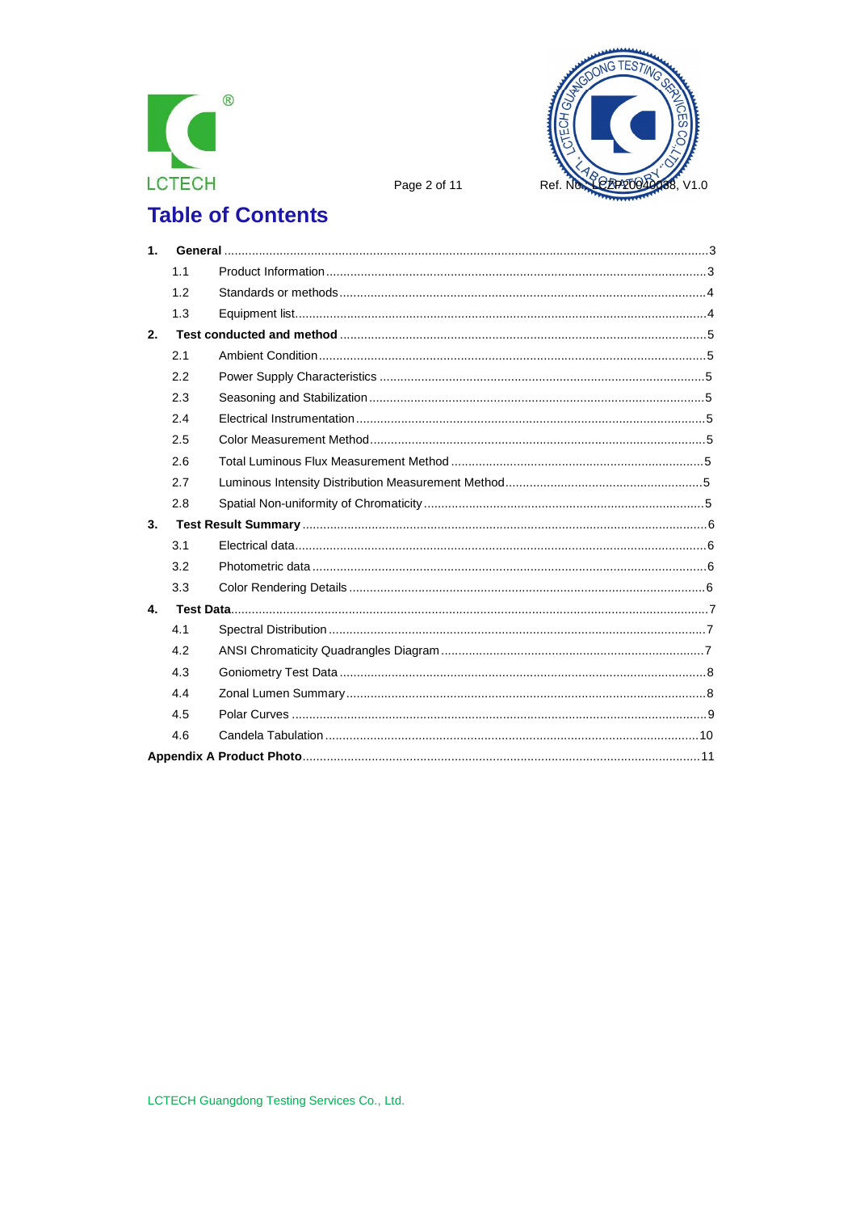# Table of Contents

| | | |
|---|---|---|
| **1.** | **General** | 3 |
| 1.1 | Product Information | 3 |
| 1.2 | Standards or methods | 4 |
| 1.3 | Equipment list | 4 |
| **2.** | **Test conducted and method** | 5 |
| 2.1 | Ambient Condition | 5 |
| 2.2 | Power Supply Characteristics | 5 |
| 2.3 | Seasoning and Stabilization | 5 |
| 2.4 | Electrical Instrumentation | 5 |
| 2.5 | Color Measurement Method | 5 |
| 2.6 | Total Luminous Flux Measurement Method | 5 |
| 2.7 | Luminous Intensity Distribution Measurement Method | 5 |
| 2.8 | Spatial Non-uniformity of Chromaticity | 5 |
| **3.** | **Test Result Summary** | 6 |
| 3.1 | Electrical data | 6 |
| 3.2 | Photometric data | 6 |
| 3.3 | Color Rendering Details | 6 |
| **4.** | **Test Data** | 7 |
| 4.1 | Spectral Distribution | 7 |
| 4.2 | ANSI Chromaticity Quadrangles Diagram | 7 |
| 4.3 | Goniometry Test Data | 8 |
| 4.4 | Zonal Lumen Summary | 8 |
| 4.5 | Polar Curves | 9 |
| 4.6 | Candela Tabulation | 10 |
| **Appendix A** | **Product Photo** | 11 |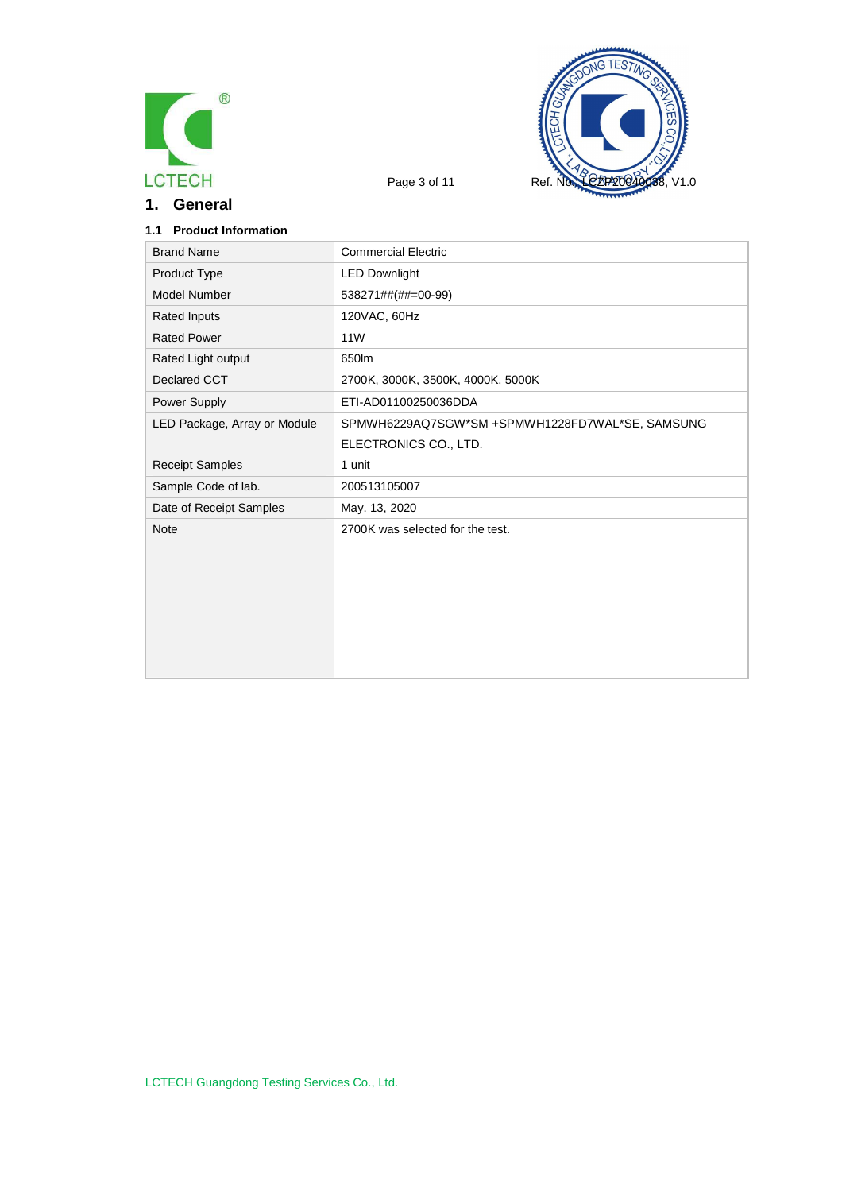# 1. General

### 1.1 Product Information

| Brand Name | Commercial Electric |
|---|---|
| Product Type | LED Downlight |
| Model Number | 538271##(##=00-99) |
| Rated Inputs | 120VAC, 60Hz |
| Rated Power | 11W |
| Rated Light output | 650lm |
| Declared CCT | 2700K, 3000K, 3500K, 4000K, 5000K |
| Power Supply | ETI-AD01100250036DDA |
| LED Package, Array or Module | SPMWH6229AQ7SGW*SM +SPMWH1228FD7WAL*SE, SAMSUNG ELECTRONICS CO., LTD. |
| Receipt Samples | 1 unit |
| Sample Code of lab. | 200513105007 |
| Date of Receipt Samples | May. 13, 2020 |
| Note | 2700K was selected for the test. |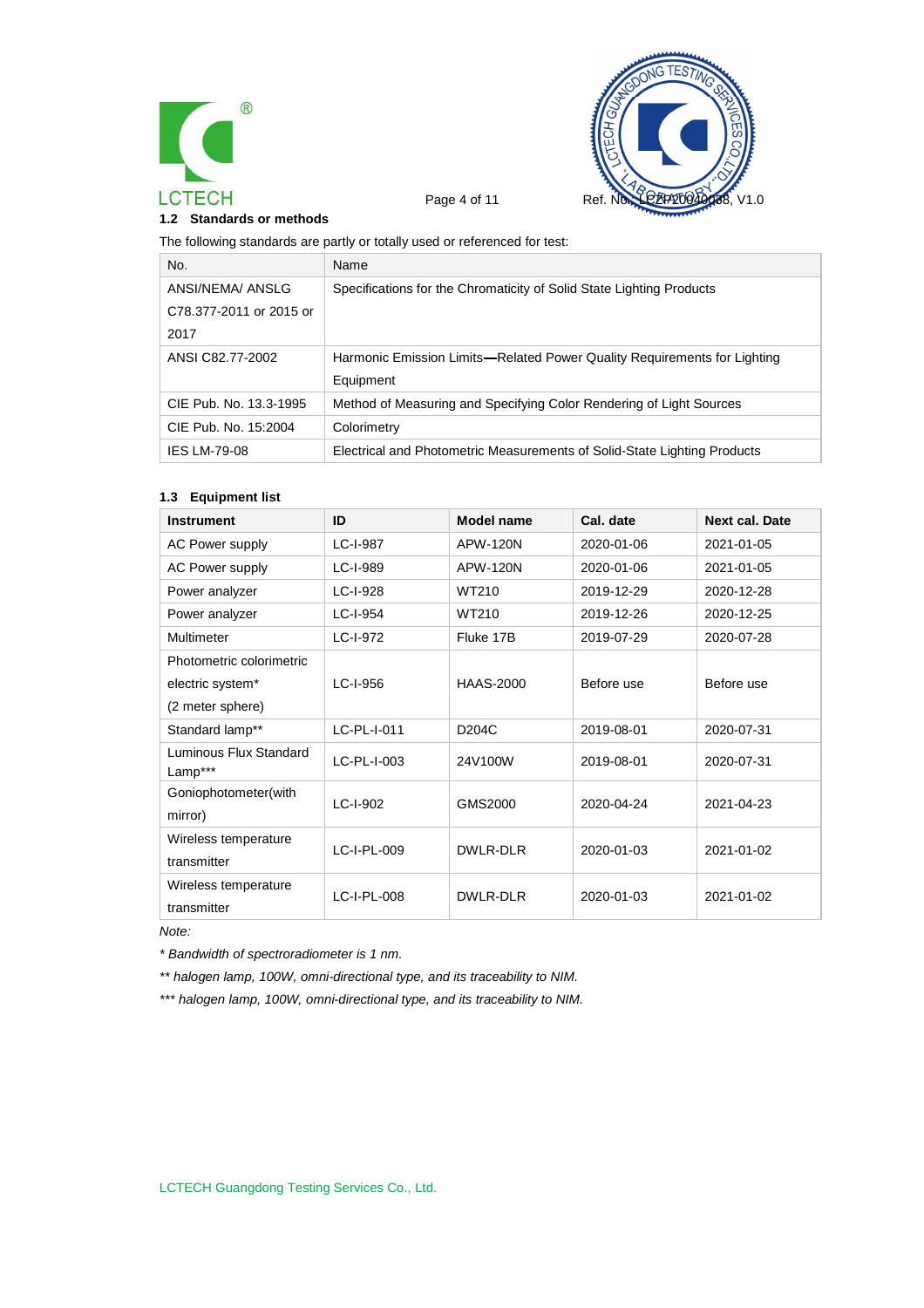## 1.2 Standards or methods

The following standards are partly or totally used or referenced for test:

| No. | Name |
|---|---|
| ANSI/NEMA/ ANSLG C78.377-2011 or 2015 or 2017 | Specifications for the Chromaticity of Solid State Lighting Products |
| ANSI C82.77-2002 | Harmonic Emission Limits—Related Power Quality Requirements for Lighting Equipment |
| CIE Pub. No. 13.3-1995 | Method of Measuring and Specifying Color Rendering of Light Sources |
| CIE Pub. No. 15:2004 | Colorimetry |
| IES LM-79-08 | Electrical and Photometric Measurements of Solid-State Lighting Products |

## 1.3 Equipment list

| Instrument | ID | Model name | Cal. date | Next cal. Date |
|---|---|---|---|---|
| AC Power supply | LC-I-987 | APW-120N | 2020-01-06 | 2021-01-05 |
| AC Power supply | LC-I-989 | APW-120N | 2020-01-06 | 2021-01-05 |
| Power analyzer | LC-I-928 | WT210 | 2019-12-29 | 2020-12-28 |
| Power analyzer | LC-I-954 | WT210 | 2019-12-26 | 2020-12-25 |
| Multimeter | LC-I-972 | Fluke 17B | 2019-07-29 | 2020-07-28 |
| Photometric colorimetric electric system* (2 meter sphere) | LC-I-956 | HAAS-2000 | Before use | Before use |
| Standard lamp** | LC-PL-I-011 | D204C | 2019-08-01 | 2020-07-31 |
| Luminous Flux Standard Lamp*** | LC-PL-I-003 | 24V100W | 2019-08-01 | 2020-07-31 |
| Goniophotometer(with mirror) | LC-I-902 | GMS2000 | 2020-04-24 | 2021-04-23 |
| Wireless temperature transmitter | LC-I-PL-009 | DWLR-DLR | 2020-01-03 | 2021-01-02 |
| Wireless temperature transmitter | LC-I-PL-008 | DWLR-DLR | 2020-01-03 | 2021-01-02 |

*Note:*

*\* Bandwidth of spectroradiometer is 1 nm.*

*\*\* halogen lamp, 100W, omni-directional type, and its traceability to NIM.*

*\*\*\* halogen lamp, 100W, omni-directional type, and its traceability to NIM.*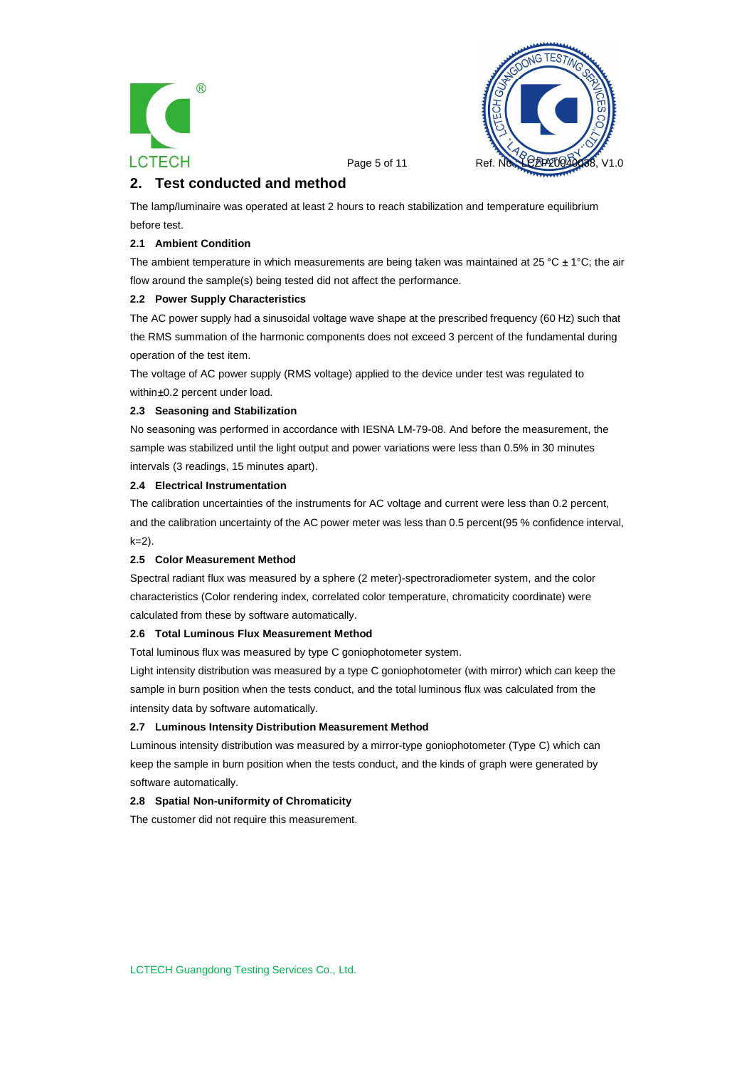## 2. Test conducted and method

The lamp/luminaire was operated at least 2 hours to reach stabilization and temperature equilibrium before test.

### 2.1 Ambient Condition

The ambient temperature in which measurements are being taken was maintained at 25 °C ± 1°C; the air flow around the sample(s) being tested did not affect the performance.

### 2.2 Power Supply Characteristics

The AC power supply had a sinusoidal voltage wave shape at the prescribed frequency (60 Hz) such that the RMS summation of the harmonic components does not exceed 3 percent of the fundamental during operation of the test item.

The voltage of AC power supply (RMS voltage) applied to the device under test was regulated to within±0.2 percent under load.

### 2.3 Seasoning and Stabilization

No seasoning was performed in accordance with IESNA LM-79-08. And before the measurement, the sample was stabilized until the light output and power variations were less than 0.5% in 30 minutes intervals (3 readings, 15 minutes apart).

### 2.4 Electrical Instrumentation

The calibration uncertainties of the instruments for AC voltage and current were less than 0.2 percent, and the calibration uncertainty of the AC power meter was less than 0.5 percent(95 % confidence interval, k=2).

### 2.5 Color Measurement Method

Spectral radiant flux was measured by a sphere (2 meter)-spectroradiometer system, and the color characteristics (Color rendering index, correlated color temperature, chromaticity coordinate) were calculated from these by software automatically.

### 2.6 Total Luminous Flux Measurement Method

Total luminous flux was measured by type C goniophotometer system.

Light intensity distribution was measured by a type C goniophotometer (with mirror) which can keep the sample in burn position when the tests conduct, and the total luminous flux was calculated from the intensity data by software automatically.

### 2.7 Luminous Intensity Distribution Measurement Method

Luminous intensity distribution was measured by a mirror-type goniophotometer (Type C) which can keep the sample in burn position when the tests conduct, and the kinds of graph were generated by software automatically.

### 2.8 Spatial Non-uniformity of Chromaticity

The customer did not require this measurement.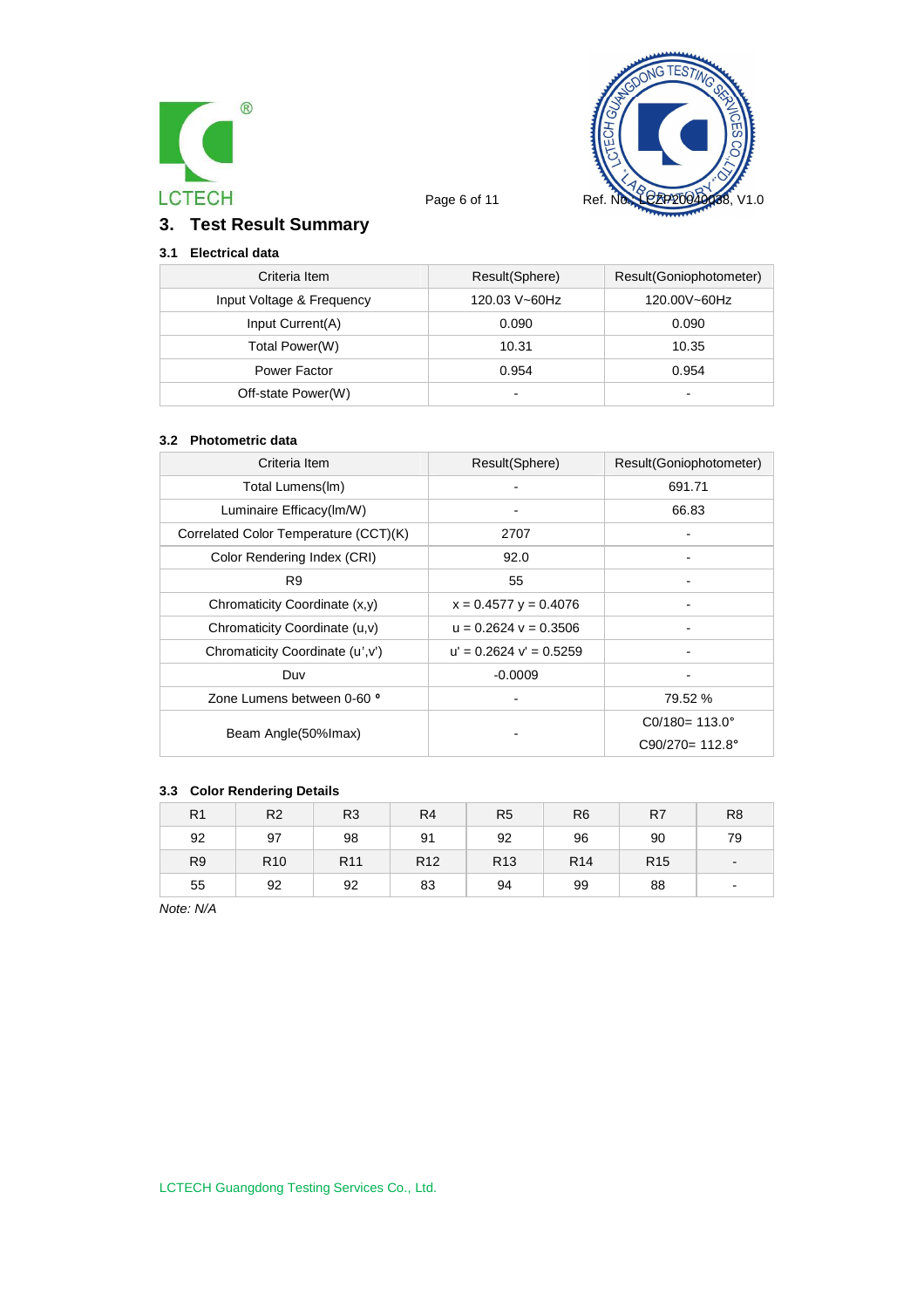## 3. Test Result Summary

### 3.1 Electrical data

| Criteria Item | Result(Sphere) | Result(Goniophotometer) |
|---|---|---|
| Input Voltage & Frequency | 120.03 V~60Hz | 120.00V~60Hz |
| Input Current(A) | 0.090 | 0.090 |
| Total Power(W) | 10.31 | 10.35 |
| Power Factor | 0.954 | 0.954 |
| Off-state Power(W) | - | - |

### 3.2 Photometric data

| Criteria Item | Result(Sphere) | Result(Goniophotometer) |
|---|---|---|
| Total Lumens(lm) | - | 691.71 |
| Luminaire Efficacy(lm/W) | - | 66.83 |
| Correlated Color Temperature (CCT)(K) | 2707 | - |
| Color Rendering Index (CRI) | 92.0 | - |
| R9 | 55 | - |
| Chromaticity Coordinate (x,y) | x = 0.4577 y = 0.4076 | - |
| Chromaticity Coordinate (u,v) | u = 0.2624 v = 0.3506 | - |
| Chromaticity Coordinate (u',v') | u' = 0.2624 v' = 0.5259 | - |
| Duv | -0.0009 | - |
| Zone Lumens between 0-60 ° | - | 79.52 % |
| Beam Angle(50%Imax) | - | C0/180= 113.0° C90/270= 112.8° |

### 3.3 Color Rendering Details

| R1 | R2 | R3 | R4 | R5 | R6 | R7 | R8 |
|---|---|---|---|---|---|---|---|
| 92 | 97 | 98 | 91 | 92 | 96 | 90 | 79 |
| R9 | R10 | R11 | R12 | R13 | R14 | R15 | - |
| 55 | 92 | 92 | 83 | 94 | 99 | 88 | - |

*Note: N/A*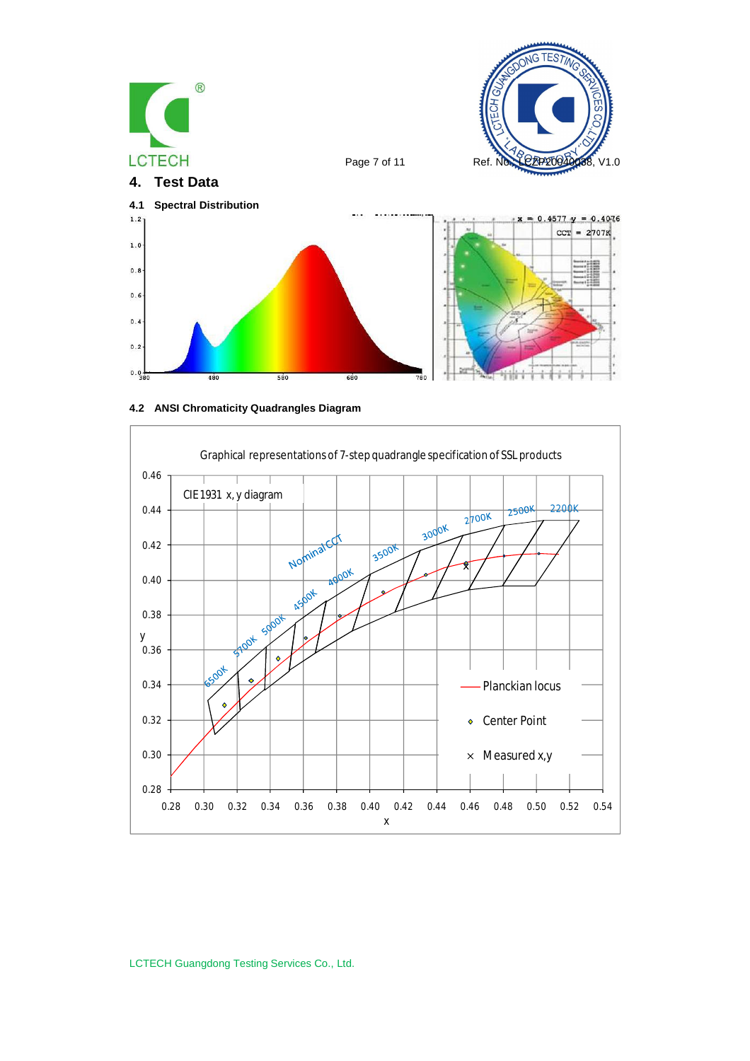## 4. Test Data

### 4.1 Spectral Distribution

x = 0.4577 y = 0.4076

CCT = 2707K

### 4.2 ANSI Chromaticity Quadrangles Diagram

Graphical representations of 7-step quadrangle specification of SSL products

CIE1931 x, y diagram

- Planckian locus
- Center Point
- Measured x,y

LCTECH Guangdong Testing Services Co., Ltd.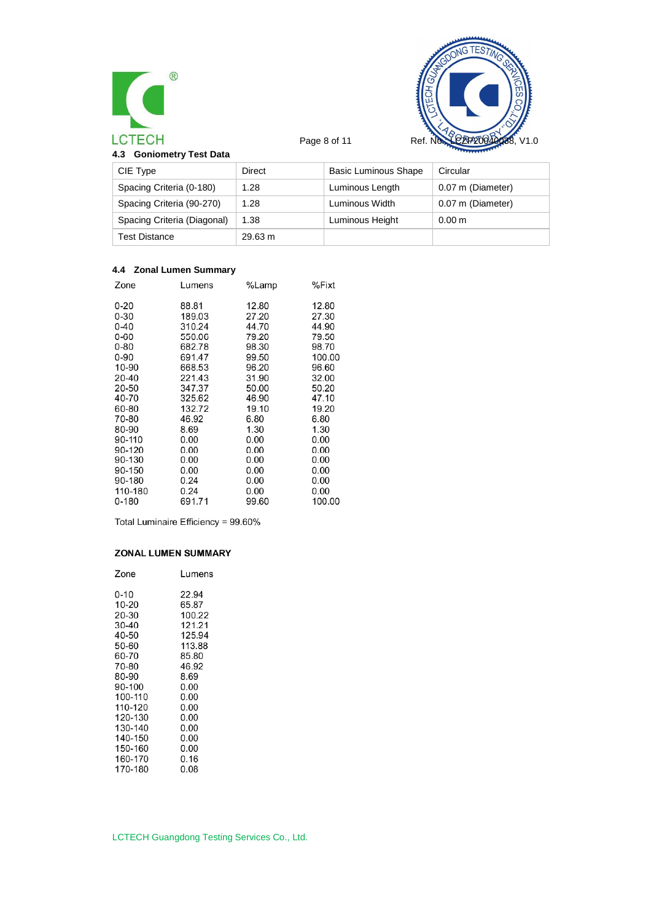### 4.3 Goniometry Test Data

| CIE Type | Direct | Basic Luminous Shape | Circular |
|---|---|---|---|
| Spacing Criteria (0-180) | 1.28 | Luminous Length | 0.07 m (Diameter) |
| Spacing Criteria (90-270) | 1.28 | Luminous Width | 0.07 m (Diameter) |
| Spacing Criteria (Diagonal) | 1.38 | Luminous Height | 0.00 m |
| Test Distance | 29.63 m | | |

### 4.4 Zonal Lumen Summary

| Zone | Lumens | %Lamp | %Fixt |
|---|---|---|---|
| 0-20 | 88.81 | 12.80 | 12.80 |
| 0-30 | 189.03 | 27.20 | 27.30 |
| 0-40 | 310.24 | 44.70 | 44.90 |
| 0-60 | 550.00 | 79.20 | 79.50 |
| 0-80 | 682.78 | 98.30 | 98.70 |
| 0-90 | 691.47 | 99.50 | 100.00 |
| 10-90 | 668.53 | 96.20 | 96.60 |
| 20-40 | 221.43 | 31.90 | 32.00 |
| 20-50 | 347.37 | 50.00 | 50.20 |
| 40-70 | 325.62 | 46.90 | 47.10 |
| 60-80 | 132.72 | 19.10 | 19.20 |
| 70-80 | 46.92 | 6.80 | 6.80 |
| 80-90 | 8.69 | 1.30 | 1.30 |
| 90-110 | 0.00 | 0.00 | 0.00 |
| 90-120 | 0.00 | 0.00 | 0.00 |
| 90-130 | 0.00 | 0.00 | 0.00 |
| 90-150 | 0.00 | 0.00 | 0.00 |
| 90-180 | 0.24 | 0.00 | 0.00 |
| 110-180 | 0.24 | 0.00 | 0.00 |
| 0-180 | 691.71 | 99.60 | 100.00 |

Total Luminaire Efficiency = 99.60%

**ZONAL LUMEN SUMMARY**

| Zone | Lumens |
|---|---|
| 0-10 | 22.94 |
| 10-20 | 65.87 |
| 20-30 | 100.22 |
| 30-40 | 121.21 |
| 40-50 | 125.94 |
| 50-60 | 113.88 |
| 60-70 | 85.80 |
| 70-80 | 46.92 |
| 80-90 | 8.69 |
| 90-100 | 0.00 |
| 100-110 | 0.00 |
| 110-120 | 0.00 |
| 120-130 | 0.00 |
| 130-140 | 0.00 |
| 140-150 | 0.00 |
| 150-160 | 0.00 |
| 160-170 | 0.16 |
| 170-180 | 0.08 |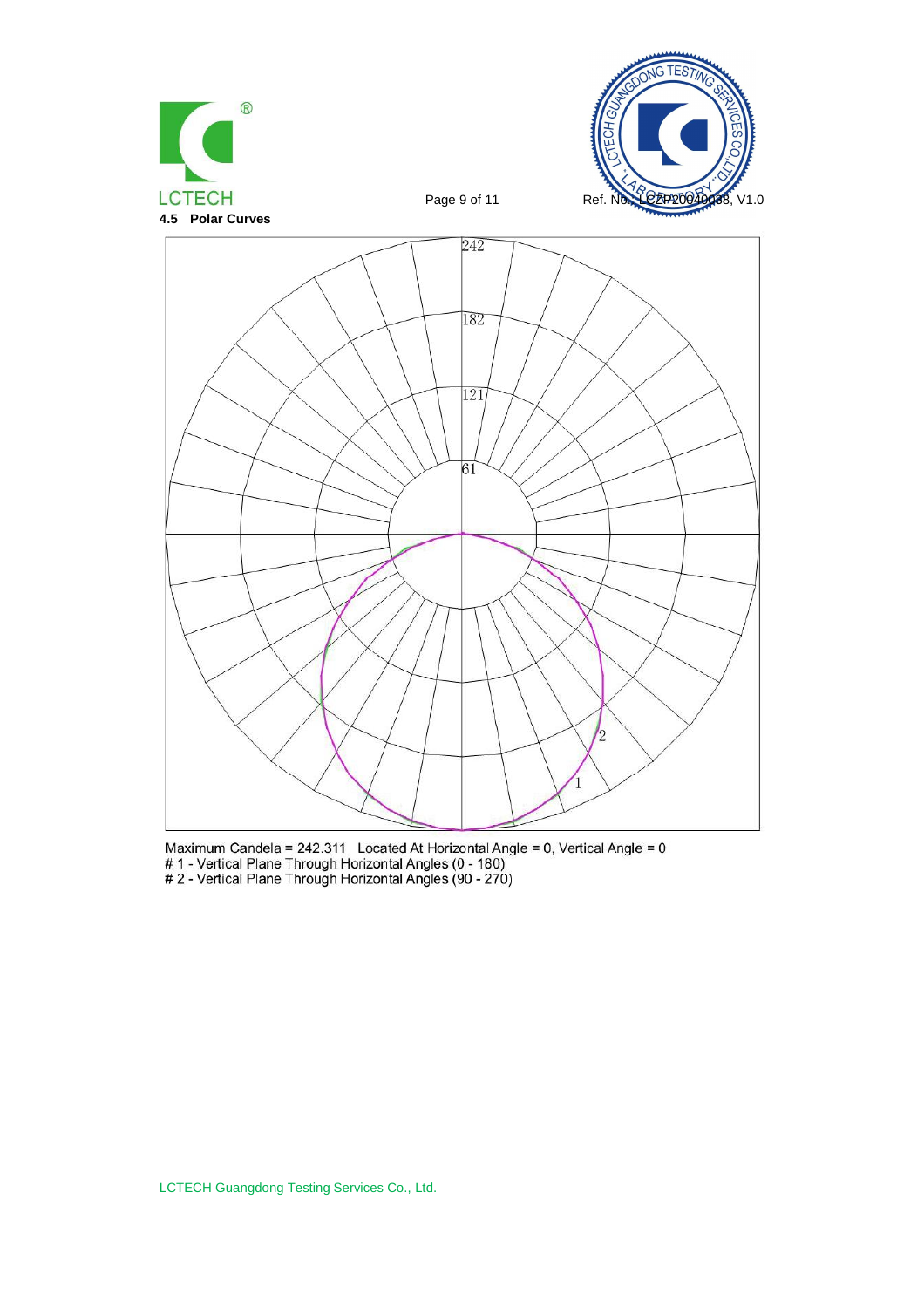## 4.5 Polar Curves

Maximum Candela = 242.311 Located At Horizontal Angle = 0, Vertical Angle = 0
# 1 - Vertical Plane Through Horizontal Angles (0 - 180)
# 2 - Vertical Plane Through Horizontal Angles (90 - 270)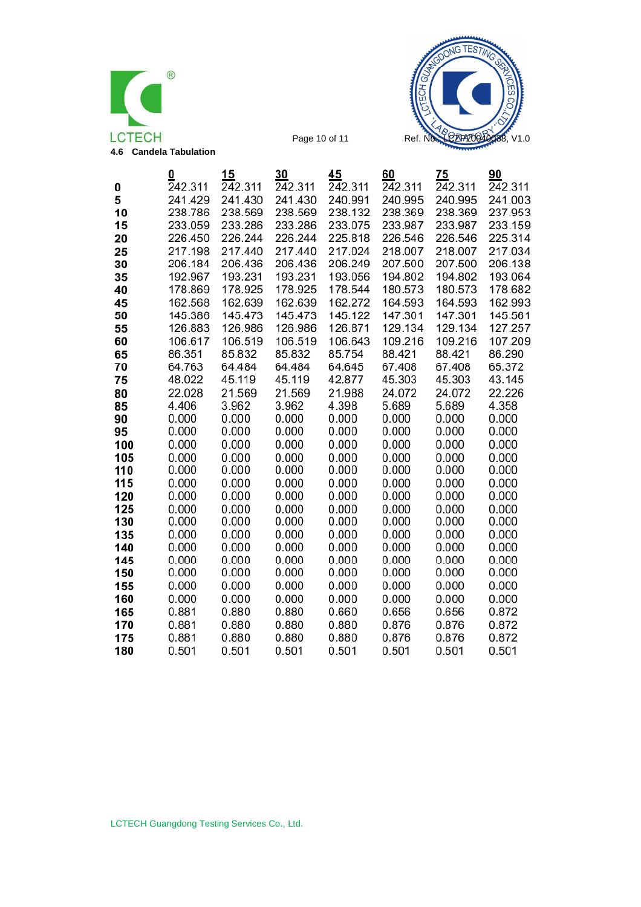### 4.6 Candela Tabulation

| | 0 | 15 | 30 | 45 | 60 | 75 | 90 |
|---|---|---|---|---|---|---|---|
| **0** | 242.311 | 242.311 | 242.311 | 242.311 | 242.311 | 242.311 | 242.311 |
| **5** | 241.429 | 241.430 | 241.430 | 240.991 | 240.995 | 240.995 | 241.003 |
| **10** | 238.786 | 238.569 | 238.569 | 238.132 | 238.369 | 238.369 | 237.953 |
| **15** | 233.059 | 233.286 | 233.286 | 233.075 | 233.987 | 233.987 | 233.159 |
| **20** | 226.450 | 226.244 | 226.244 | 225.818 | 226.546 | 226.546 | 225.314 |
| **25** | 217.198 | 217.440 | 217.440 | 217.024 | 218.007 | 218.007 | 217.034 |
| **30** | 206.184 | 206.436 | 206.436 | 206.249 | 207.500 | 207.500 | 206.138 |
| **35** | 192.967 | 193.231 | 193.231 | 193.056 | 194.802 | 194.802 | 193.064 |
| **40** | 178.869 | 178.925 | 178.925 | 178.544 | 180.573 | 180.573 | 178.682 |
| **45** | 162.568 | 162.639 | 162.639 | 162.272 | 164.593 | 164.593 | 162.993 |
| **50** | 145.386 | 145.473 | 145.473 | 145.122 | 147.301 | 147.301 | 145.561 |
| **55** | 126.883 | 126.986 | 126.986 | 126.871 | 129.134 | 129.134 | 127.257 |
| **60** | 106.617 | 106.519 | 106.519 | 106.643 | 109.216 | 109.216 | 107.209 |
| **65** | 86.351 | 85.832 | 85.832 | 85.754 | 88.421 | 88.421 | 86.290 |
| **70** | 64.763 | 64.484 | 64.484 | 64.645 | 67.408 | 67.408 | 65.372 |
| **75** | 48.022 | 45.119 | 45.119 | 42.877 | 45.303 | 45.303 | 43.145 |
| **80** | 22.028 | 21.569 | 21.569 | 21.988 | 24.072 | 24.072 | 22.226 |
| **85** | 4.406 | 3.962 | 3.962 | 4.398 | 5.689 | 5.689 | 4.358 |
| **90** | 0.000 | 0.000 | 0.000 | 0.000 | 0.000 | 0.000 | 0.000 |
| **95** | 0.000 | 0.000 | 0.000 | 0.000 | 0.000 | 0.000 | 0.000 |
| **100** | 0.000 | 0.000 | 0.000 | 0.000 | 0.000 | 0.000 | 0.000 |
| **105** | 0.000 | 0.000 | 0.000 | 0.000 | 0.000 | 0.000 | 0.000 |
| **110** | 0.000 | 0.000 | 0.000 | 0.000 | 0.000 | 0.000 | 0.000 |
| **115** | 0.000 | 0.000 | 0.000 | 0.000 | 0.000 | 0.000 | 0.000 |
| **120** | 0.000 | 0.000 | 0.000 | 0.000 | 0.000 | 0.000 | 0.000 |
| **125** | 0.000 | 0.000 | 0.000 | 0.000 | 0.000 | 0.000 | 0.000 |
| **130** | 0.000 | 0.000 | 0.000 | 0.000 | 0.000 | 0.000 | 0.000 |
| **135** | 0.000 | 0.000 | 0.000 | 0.000 | 0.000 | 0.000 | 0.000 |
| **140** | 0.000 | 0.000 | 0.000 | 0.000 | 0.000 | 0.000 | 0.000 |
| **145** | 0.000 | 0.000 | 0.000 | 0.000 | 0.000 | 0.000 | 0.000 |
| **150** | 0.000 | 0.000 | 0.000 | 0.000 | 0.000 | 0.000 | 0.000 |
| **155** | 0.000 | 0.000 | 0.000 | 0.000 | 0.000 | 0.000 | 0.000 |
| **160** | 0.000 | 0.000 | 0.000 | 0.000 | 0.000 | 0.000 | 0.000 |
| **165** | 0.881 | 0.880 | 0.880 | 0.660 | 0.656 | 0.656 | 0.872 |
| **170** | 0.881 | 0.880 | 0.880 | 0.880 | 0.876 | 0.876 | 0.872 |
| **175** | 0.881 | 0.880 | 0.880 | 0.880 | 0.876 | 0.876 | 0.872 |
| **180** | 0.501 | 0.501 | 0.501 | 0.501 | 0.501 | 0.501 | 0.501 |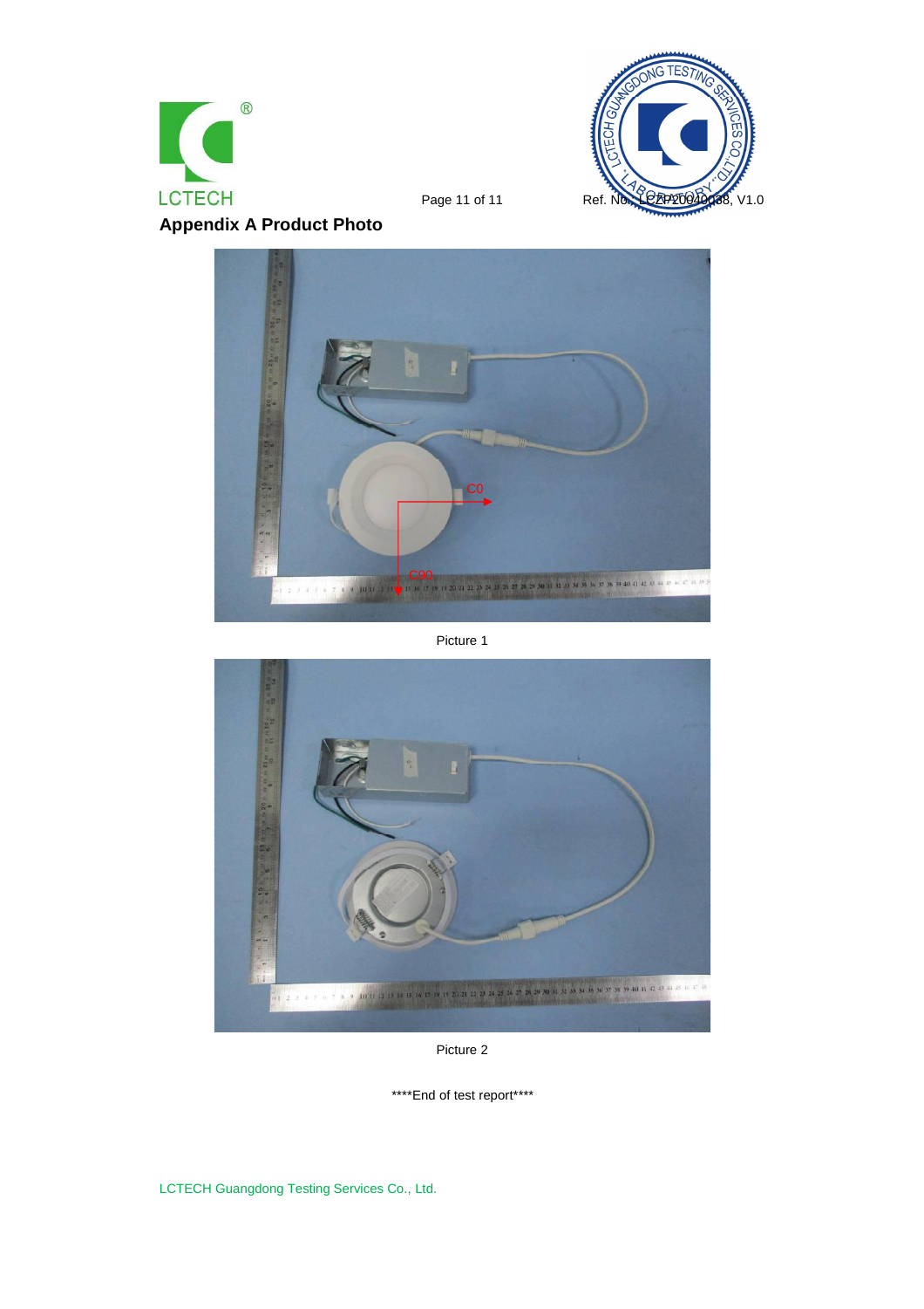## Appendix A Product Photo

C0

C90

Picture 1

Picture 2

****End of test report****